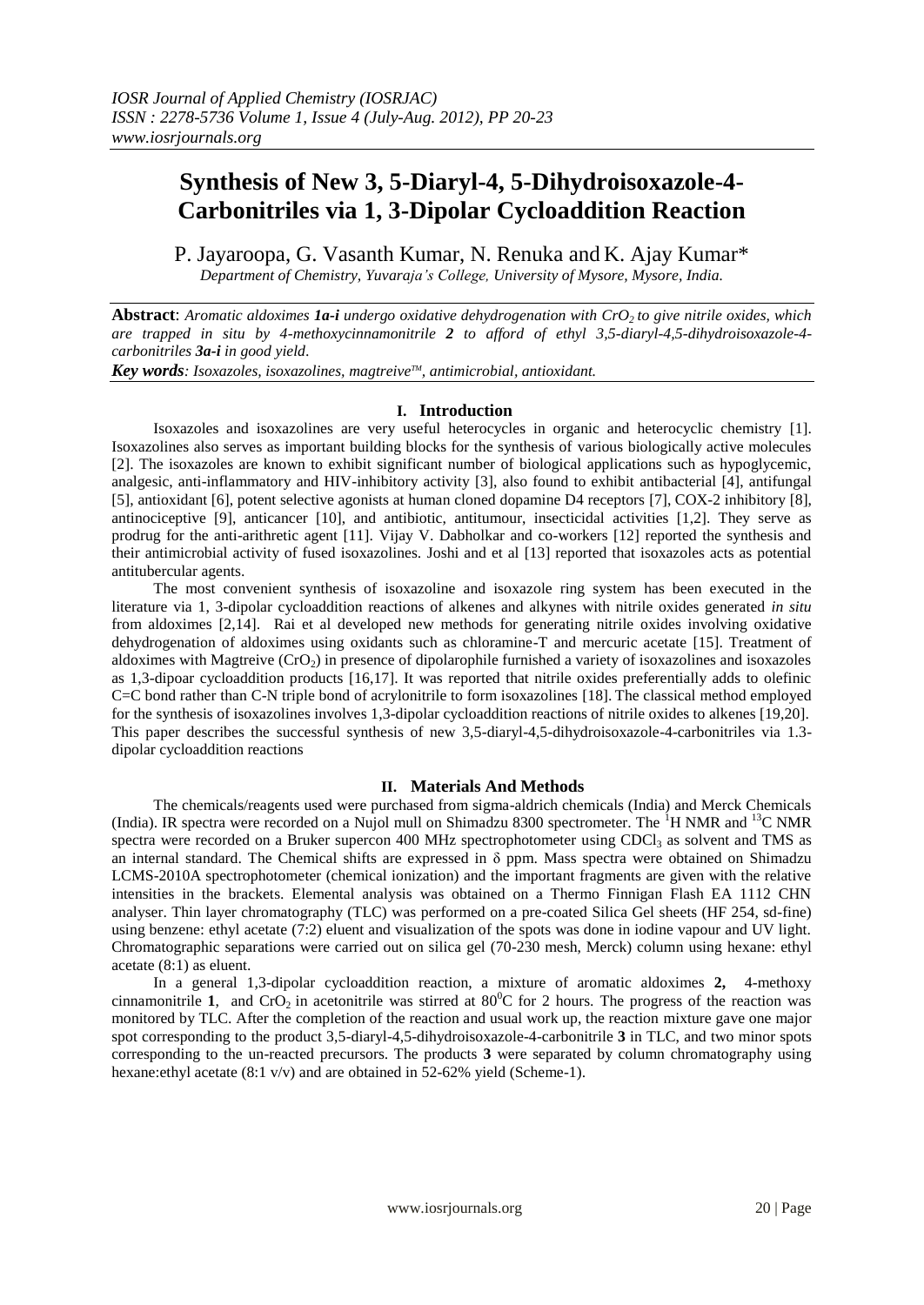# Synthesis of New 3, 5-Diaryl-4, 5-Dihydroisoxazole-4-Carbonitriles via 1, 3-Dipolar Cycloaddition Reaction

P. Jayaroopa, G. Vasanth Kumar, N. Renuka and K. Ajay Kumar*

*Department of Chemistry, Yuvaraja's College, University of Mysore, Mysore, India.*

**Abstract**: *Aromatic aldoximes **1a-i** undergo oxidative dehydrogenation with $CrO_2$ to give nitrile oxides, which are trapped in situ by 4-methoxycinnamonitrile **2** to afford of ethyl 3,5-diaryl-4,5-dihydroisoxazole-4-carbonitriles **3a-i** in good yield.*

***Key words**: Isoxazoles, isoxazolines, magtreive™, antimicrobial, antioxidant.*

## I. Introduction

Isoxazoles and isoxazolines are very useful heterocycles in organic and heterocyclic chemistry [1]. Isoxazolines also serves as important building blocks for the synthesis of various biologically active molecules [2]. The isoxazoles are known to exhibit significant number of biological applications such as hypoglycemic, analgesic, anti-inflammatory and HIV-inhibitory activity [3], also found to exhibit antibacterial [4], antifungal [5], antioxidant [6], potent selective agonists at human cloned dopamine D4 receptors [7], COX-2 inhibitory [8], antinociceptive [9], anticancer [10], and antibiotic, antitumour, insecticidal activities [1,2]. They serve as prodrug for the anti-arithretic agent [11]. Vijay V. Dabholkar and co-workers [12] reported the synthesis and their antimicrobial activity of fused isoxazolines. Joshi and et al [13] reported that isoxazoles acts as potential antitubercular agents.

The most convenient synthesis of isoxazoline and isoxazole ring system has been executed in the literature via 1, 3-dipolar cycloaddition reactions of alkenes and alkynes with nitrile oxides generated *in situ* from aldoximes [2,14]. Rai et al developed new methods for generating nitrile oxides involving oxidative dehydrogenation of aldoximes using oxidants such as chloramine-T and mercuric acetate [15]. Treatment of aldoximes with Magtreive ($CrO_2$) in presence of dipolarophile furnished a variety of isoxazolines and isoxazoles as 1,3-dipoar cycloaddition products [16,17]. It was reported that nitrile oxides preferentially adds to olefinic C=C bond rather than C-N triple bond of acrylonitrile to form isoxazolines [18]. The classical method employed for the synthesis of isoxazolines involves 1,3-dipolar cycloaddition reactions of nitrile oxides to alkenes [19,20]. This paper describes the successful synthesis of new 3,5-diaryl-4,5-dihydroisoxazole-4-carbonitriles via 1.3-dipolar cycloaddition reactions

## II. Materials And Methods

The chemicals/reagents used were purchased from sigma-aldrich chemicals (India) and Merck Chemicals (India). IR spectra were recorded on a Nujol mull on Shimadzu 8300 spectrometer. The $^1H$ NMR and $^{13}C$ NMR spectra were recorded on a Bruker supercon 400 MHz spectrophotometer using $CDCl_3$ as solvent and TMS as an internal standard. The Chemical shifts are expressed in δ ppm. Mass spectra were obtained on Shimadzu LCMS-2010A spectrophotometer (chemical ionization) and the important fragments are given with the relative intensities in the brackets. Elemental analysis was obtained on a Thermo Finnigan Flash EA 1112 CHN analyser. Thin layer chromatography (TLC) was performed on a pre-coated Silica Gel sheets (HF 254, sd-fine) using benzene: ethyl acetate (7:2) eluent and visualization of the spots was done in iodine vapour and UV light. Chromatographic separations were carried out on silica gel (70-230 mesh, Merck) column using hexane: ethyl acetate (8:1) as eluent.

In a general 1,3-dipolar cycloaddition reaction, a mixture of aromatic aldoximes **2,** 4-methoxy cinnamonitrile **1**, and $CrO_2$ in acetonitrile was stirred at $80^0C$ for 2 hours. The progress of the reaction was monitored by TLC. After the completion of the reaction and usual work up, the reaction mixture gave one major spot corresponding to the product 3,5-diaryl-4,5-dihydroisoxazole-4-carbonitrile **3** in TLC, and two minor spots corresponding to the un-reacted precursors. The products **3** were separated by column chromatography using hexane:ethyl acetate (8:1 v/v) and are obtained in 52-62% yield (Scheme-1).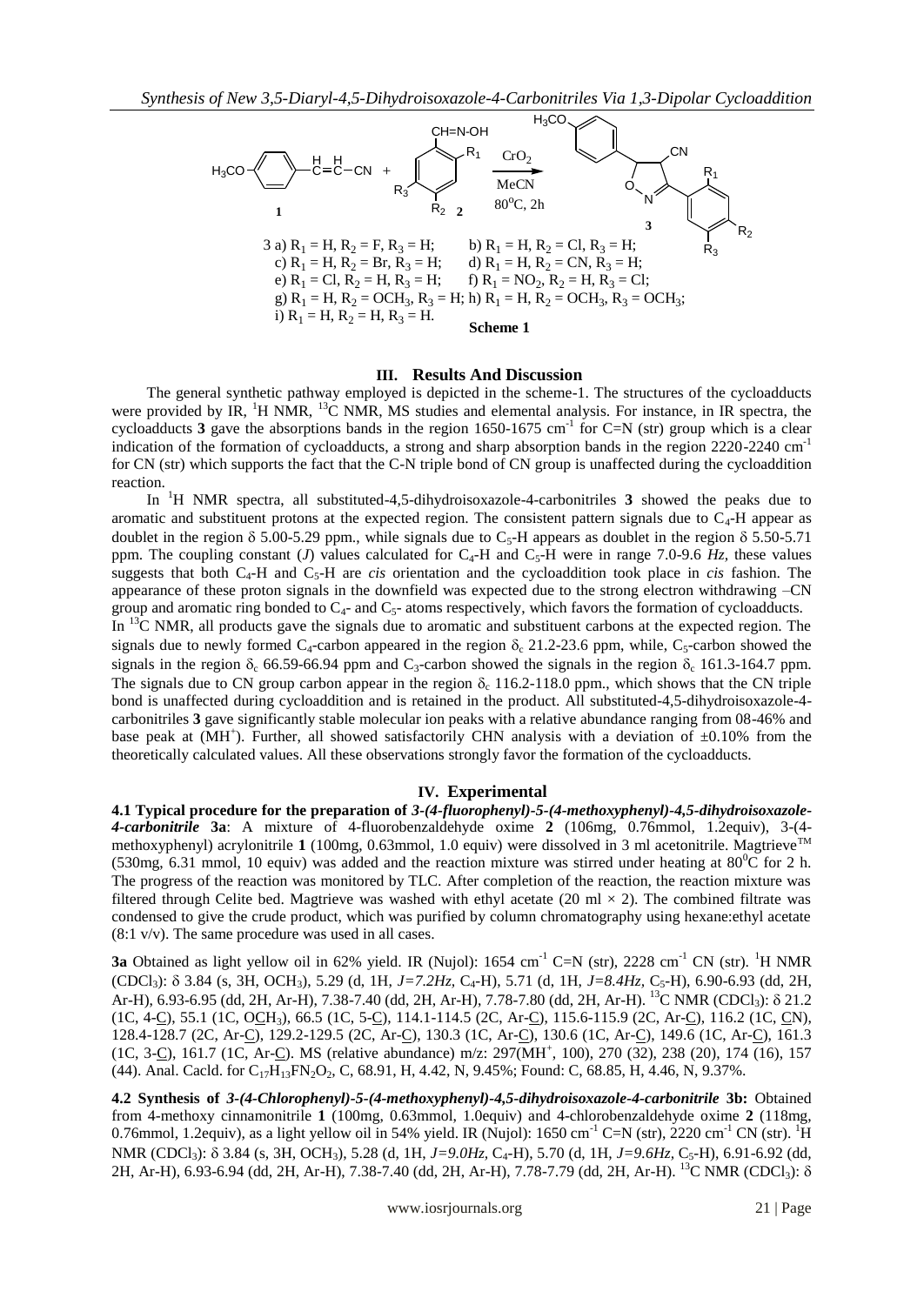3 a) $R_1$ = H, $R_2$ = F, $R_3$ = H; b) $R_1$ = H, $R_2$ = Cl, $R_3$ = H;
c) $R_1$ = H, $R_2$ = Br, $R_3$ = H; d) $R_1$ = H, $R_2$ = CN, $R_3$ = H;
e) $R_1$ = Cl, $R_2$ = H, $R_3$ = H; f) $R_1$ = $NO_2$, $R_2$ = H, $R_3$ = Cl;
g) $R_1$ = H, $R_2$ = $OCH_3$, $R_3$ = H; h) $R_1$ = H, $R_2$ = $OCH_3$, $R_3$ = $OCH_3$;
i) $R_1$ = H, $R_2$ = H, $R_3$ = H.

**Scheme 1**

## III. Results And Discussion

The general synthetic pathway employed is depicted in the scheme-1. The structures of the cycloadducts were provided by IR, $^{1}H$ NMR, $^{13}C$ NMR, MS studies and elemental analysis. For instance, in IR spectra, the cycloadducts **3** gave the absorptions bands in the region 1650-1675 $cm^{-1}$ for C=N (str) group which is a clear indication of the formation of cycloadducts, a strong and sharp absorption bands in the region 2220-2240 $cm^{-1}$ for CN (str) which supports the fact that the C-N triple bond of CN group is unaffected during the cycloaddition reaction.

In $^{1}H$ NMR spectra, all substituted-4,5-dihydroisoxazole-4-carbonitriles **3** showed the peaks due to aromatic and substituent protons at the expected region. The consistent pattern signals due to $C_4$-H appear as doublet in the region δ 5.00-5.29 ppm., while signals due to $C_5$-H appears as doublet in the region δ 5.50-5.71 ppm. The coupling constant (*J*) values calculated for $C_4$-H and $C_5$-H were in range 7.0-9.6 *Hz*, these values suggests that both $C_4$-H and $C_5$-H are *cis* orientation and the cycloaddition took place in *cis* fashion. The appearance of these proton signals in the downfield was expected due to the strong electron withdrawing –CN group and aromatic ring bonded to $C_4$- and $C_5$- atoms respectively, which favors the formation of cycloadducts.

In $^{13}C$ NMR, all products gave the signals due to aromatic and substituent carbons at the expected region. The signals due to newly formed $C_4$-carbon appeared in the region $\delta_c$ 21.2-23.6 ppm, while, $C_5$-carbon showed the signals in the region $\delta_c$ 66.59-66.94 ppm and $C_3$-carbon showed the signals in the region $\delta_c$ 161.3-164.7 ppm. The signals due to CN group carbon appear in the region $\delta_c$ 116.2-118.0 ppm., which shows that the CN triple bond is unaffected during cycloaddition and is retained in the product. All substituted-4,5-dihydroisoxazole-4-carbonitriles **3** gave significantly stable molecular ion peaks with a relative abundance ranging from 08-46% and base peak at ($MH^+$). Further, all showed satisfactorily CHN analysis with a deviation of ±0.10% from the theoretically calculated values. All these observations strongly favor the formation of the cycloadducts.

## IV. Experimental

**4.1 Typical procedure for the preparation of** ***3-(4-fluorophenyl)-5-(4-methoxyphenyl)-4,5-dihydroisoxazole-4-carbonitrile*** **3a**: A mixture of 4-fluorobenzaldehyde oxime **2** (106mg, 0.76mmol, 1.2equiv), 3-(4-methoxyphenyl) acrylonitrile **1** (100mg, 0.63mmol, 1.0 equiv) were dissolved in 3 ml acetonitrile. Magtrieve™ (530mg, 6.31 mmol, 10 equiv) was added and the reaction mixture was stirred under heating at 80°C for 2 h. The progress of the reaction was monitored by TLC. After completion of the reaction, the reaction mixture was filtered through Celite bed. Magtrieve was washed with ethyl acetate (20 ml × 2). The combined filtrate was condensed to give the crude product, which was purified by column chromatography using hexane:ethyl acetate (8:1 v/v). The same procedure was used in all cases.

**3a** Obtained as light yellow oil in 62% yield. IR (Nujol): 1654 $cm^{-1}$ C=N (str), 2228 $cm^{-1}$ CN (str). $^{1}H$ NMR ($CDCl_3$): δ 3.84 (s, 3H, $OCH_3$), 5.29 (d, 1H, *J=7.2Hz*, $C_4$-H), 5.71 (d, 1H, *J=8.4Hz*, $C_5$-H), 6.90-6.93 (dd, 2H, Ar-H), 6.93-6.95 (dd, 2H, Ar-H), 7.38-7.40 (dd, 2H, Ar-H), 7.78-7.80 (dd, 2H, Ar-H). $^{13}C$ NMR ($CDCl_3$): δ 21.2 (1C, 4-C), 55.1 (1C, OCH$_3$), 66.5 (1C, 5-C), 114.1-114.5 (2C, Ar-C), 115.6-115.9 (2C, Ar-C), 116.2 (1C, CN), 128.4-128.7 (2C, Ar-C), 129.2-129.5 (2C, Ar-C), 130.3 (1C, Ar-C), 130.6 (1C, Ar-C), 149.6 (1C, Ar-C), 161.3 (1C, 3-C), 161.7 (1C, Ar-C). MS (relative abundance) m/z: 297($MH^+$, 100), 270 (32), 238 (20), 174 (16), 157 (44). Anal. Cacld. for $C_{17}H_{13}FN_2O_2$, C, 68.91, H, 4.42, N, 9.45%; Found: C, 68.85, H, 4.46, N, 9.37%.

**4.2 Synthesis of** ***3-(4-Chlorophenyl)-5-(4-methoxyphenyl)-4,5-dihydroisoxazole-4-carbonitrile*** **3b:** Obtained from 4-methoxy cinnamonitrile **1** (100mg, 0.63mmol, 1.0equiv) and 4-chlorobenzaldehyde oxime **2** (118mg, 0.76mmol, 1.2equiv), as a light yellow oil in 54% yield. IR (Nujol): 1650 $cm^{-1}$ C=N (str), 2220 $cm^{-1}$ CN (str). $^{1}H$ NMR ($CDCl_3$): δ 3.84 (s, 3H, $OCH_3$), 5.28 (d, 1H, *J=9.0Hz*, $C_4$-H), 5.70 (d, 1H, *J=9.6Hz*, $C_5$-H), 6.91-6.92 (dd, 2H, Ar-H), 6.93-6.94 (dd, 2H, Ar-H), 7.38-7.40 (dd, 2H, Ar-H), 7.78-7.79 (dd, 2H, Ar-H). $^{13}C$ NMR ($CDCl_3$): δ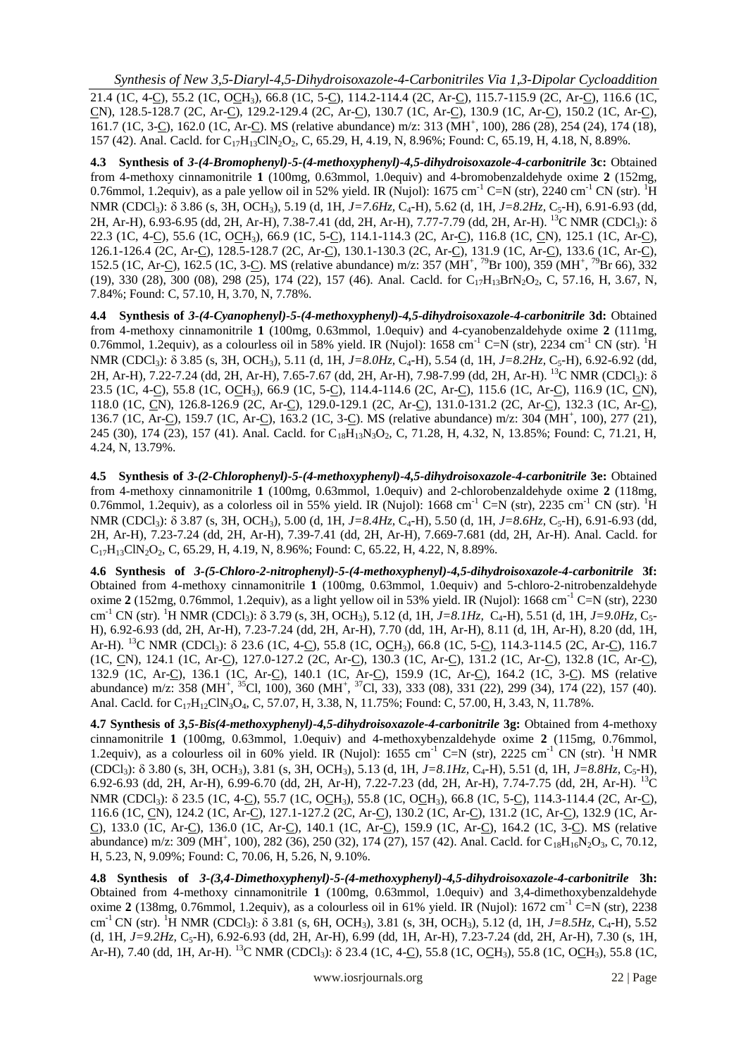21.4 (1C, 4-C), 55.2 (1C, OCH$_3$), 66.8 (1C, 5-C), 114.2-114.4 (2C, Ar-C), 115.7-115.9 (2C, Ar-C), 116.6 (1C, CN), 128.5-128.7 (2C, Ar-C), 129.2-129.4 (2C, Ar-C), 130.7 (1C, Ar-C), 130.9 (1C, Ar-C), 150.2 (1C, Ar-C), 161.7 (1C, 3-C), 162.0 (1C, Ar-C). MS (relative abundance) m/z: 313 (MH$^+$, 100), 286 (28), 254 (24), 174 (18), 157 (42). Anal. Cacld. for $C_{17}H_{13}ClN_2O_2$, C, 65.29, H, 4.19, N, 8.96%; Found: C, 65.19, H, 4.18, N, 8.89%.

**4.3 Synthesis of** ***3-(4-Bromophenyl)-5-(4-methoxyphenyl)-4,5-dihydroisoxazole-4-carbonitrile*** **3c:** Obtained from 4-methoxy cinnamonitrile **1** (100mg, 0.63mmol, 1.0equiv) and 4-bromobenzaldehyde oxime **2** (152mg, 0.76mmol, 1.2equiv), as a pale yellow oil in 52% yield. IR (Nujol): 1675 cm$^{-1}$ C=N (str), 2240 cm$^{-1}$ CN (str). $^1$H NMR (CDCl$_3$): δ 3.86 (s, 3H, OCH$_3$), 5.19 (d, 1H, *J=7.6Hz*, C$_4$-H), 5.62 (d, 1H, *J=8.2Hz*, C$_5$-H), 6.91-6.93 (dd, 2H, Ar-H), 6.93-6.95 (dd, 2H, Ar-H), 7.38-7.41 (dd, 2H, Ar-H), 7.77-7.79 (dd, 2H, Ar-H). $^{13}$C NMR (CDCl$_3$): δ 22.3 (1C, 4-C), 55.6 (1C, OCH$_3$), 66.9 (1C, 5-C), 114.1-114.3 (2C, Ar-C), 116.8 (1C, CN), 125.1 (1C, Ar-C), 126.1-126.4 (2C, Ar-C), 128.5-128.7 (2C, Ar-C), 130.1-130.3 (2C, Ar-C), 131.9 (1C, Ar-C), 133.6 (1C, Ar-C), 152.5 (1C, Ar-C), 162.5 (1C, 3-C). MS (relative abundance) m/z: 357 (MH$^+$, $^{79}$Br 100), 359 (MH$^+$, $^{79}$Br 66), 332 (19), 330 (28), 300 (08), 298 (25), 174 (22), 157 (46). Anal. Cacld. for $C_{17}H_{13}BrN_2O_2$, C, 57.16, H, 3.67, N, 7.84%; Found: C, 57.10, H, 3.70, N, 7.78%.

**4.4 Synthesis of** ***3-(4-Cyanophenyl)-5-(4-methoxyphenyl)-4,5-dihydroisoxazole-4-carbonitrile*** **3d:** Obtained from 4-methoxy cinnamonitrile **1** (100mg, 0.63mmol, 1.0equiv) and 4-cyanobenzaldehyde oxime **2** (111mg, 0.76mmol, 1.2equiv), as a colourless oil in 58% yield. IR (Nujol): 1658 cm$^{-1}$ C=N (str), 2234 cm$^{-1}$ CN (str). $^1$H NMR (CDCl$_3$): δ 3.85 (s, 3H, OCH$_3$), 5.11 (d, 1H, *J=8.0Hz*, C$_4$-H), 5.54 (d, 1H, *J=8.2Hz*, C$_5$-H), 6.92-6.92 (dd, 2H, Ar-H), 7.22-7.24 (dd, 2H, Ar-H), 7.65-7.67 (dd, 2H, Ar-H), 7.98-7.99 (dd, 2H, Ar-H). $^{13}$C NMR (CDCl$_3$): δ 23.5 (1C, 4-C), 55.8 (1C, OCH$_3$), 66.9 (1C, 5-C), 114.4-114.6 (2C, Ar-C), 115.6 (1C, Ar-C), 116.9 (1C, CN), 118.0 (1C, CN), 126.8-126.9 (2C, Ar-C), 129.0-129.1 (2C, Ar-C), 131.0-131.2 (2C, Ar-C), 132.3 (1C, Ar-C), 136.7 (1C, Ar-C), 159.7 (1C, Ar-C), 163.2 (1C, 3-C). MS (relative abundance) m/z: 304 (MH$^+$, 100), 277 (21), 245 (30), 174 (23), 157 (41). Anal. Cacld. for $C_{18}H_{13}N_3O_2$, C, 71.28, H, 4.32, N, 13.85%; Found: C, 71.21, H, 4.24, N, 13.79%.

**4.5 Synthesis of** ***3-(2-Chlorophenyl)-5-(4-methoxyphenyl)-4,5-dihydroisoxazole-4-carbonitrile*** **3e:** Obtained from 4-methoxy cinnamonitrile **1** (100mg, 0.63mmol, 1.0equiv) and 2-chlorobenzaldehyde oxime **2** (118mg, 0.76mmol, 1.2equiv), as a colorless oil in 55% yield. IR (Nujol): 1668 cm$^{-1}$ C=N (str), 2235 cm$^{-1}$ CN (str). $^1$H NMR (CDCl$_3$): δ 3.87 (s, 3H, OCH$_3$), 5.00 (d, 1H, *J=8.4Hz*, C$_4$-H), 5.50 (d, 1H, *J=8.6Hz*, C$_5$-H), 6.91-6.93 (dd, 2H, Ar-H), 7.23-7.24 (dd, 2H, Ar-H), 7.39-7.41 (dd, 2H, Ar-H), 7.669-7.681 (dd, 2H, Ar-H). Anal. Cacld. for $C_{17}H_{13}ClN_2O_2$, C, 65.29, H, 4.19, N, 8.96%; Found: C, 65.22, H, 4.22, N, 8.89%.

**4.6 Synthesis of** ***3-(5-Chloro-2-nitrophenyl)-5-(4-methoxyphenyl)-4,5-dihydroisoxazole-4-carbonitrile*** **3f:** Obtained from 4-methoxy cinnamonitrile **1** (100mg, 0.63mmol, 1.0equiv) and 5-chloro-2-nitrobenzaldehyde oxime **2** (152mg, 0.76mmol, 1.2equiv), as a light yellow oil in 53% yield. IR (Nujol): 1668 cm$^{-1}$ C=N (str), 2230 cm$^{-1}$ CN (str). $^1$H NMR (CDCl$_3$): δ 3.79 (s, 3H, OCH$_3$), 5.12 (d, 1H, *J=8.1Hz*, C$_4$-H), 5.51 (d, 1H, *J=9.0Hz*, C$_5$-H), 6.92-6.93 (dd, 2H, Ar-H), 7.23-7.24 (dd, 2H, Ar-H), 7.70 (dd, 1H, Ar-H), 8.11 (d, 1H, Ar-H), 8.20 (dd, 1H, Ar-H). $^{13}$C NMR (CDCl$_3$): δ 23.6 (1C, 4-C), 55.8 (1C, OCH$_3$), 66.8 (1C, 5-C), 114.3-114.5 (2C, Ar-C), 116.7 (1C, CN), 124.1 (1C, Ar-C), 127.0-127.2 (2C, Ar-C), 130.3 (1C, Ar-C), 131.2 (1C, Ar-C), 132.8 (1C, Ar-C), 132.9 (1C, Ar-C), 136.1 (1C, Ar-C), 140.1 (1C, Ar-C), 159.9 (1C, Ar-C), 164.2 (1C, 3-C). MS (relative abundance) m/z: 358 (MH$^+$, $^{35}$Cl, 100), 360 (MH$^+$, $^{37}$Cl, 33), 333 (08), 331 (22), 299 (34), 174 (22), 157 (40). Anal. Cacld. for $C_{17}H_{12}ClN_3O_4$, C, 57.07, H, 3.38, N, 11.75%; Found: C, 57.00, H, 3.43, N, 11.78%.

**4.7 Synthesis of** ***3,5-Bis(4-methoxyphenyl)-4,5-dihydroisoxazole-4-carbonitrile*** **3g:** Obtained from 4-methoxy cinnamonitrile **1** (100mg, 0.63mmol, 1.0equiv) and 4-methoxybenzaldehyde oxime **2** (115mg, 0.76mmol, 1.2equiv), as a colourless oil in 60% yield. IR (Nujol): 1655 cm$^{-1}$ C=N (str), 2225 cm$^{-1}$ CN (str). $^1$H NMR (CDCl$_3$): δ 3.80 (s, 3H, OCH$_3$), 3.81 (s, 3H, OCH$_3$), 5.13 (d, 1H, *J=8.1Hz*, C$_4$-H), 5.51 (d, 1H, *J=8.8Hz*, C$_5$-H), 6.92-6.93 (dd, 2H, Ar-H), 6.99-6.70 (dd, 2H, Ar-H), 7.22-7.23 (dd, 2H, Ar-H), 7.74-7.75 (dd, 2H, Ar-H). $^{13}$C NMR (CDCl$_3$): δ 23.5 (1C, 4-C), 55.7 (1C, OCH$_3$), 55.8 (1C, OCH$_3$), 66.8 (1C, 5-C), 114.3-114.4 (2C, Ar-C), 116.6 (1C, CN), 124.2 (1C, Ar-C), 127.1-127.2 (2C, Ar-C), 130.2 (1C, Ar-C), 131.2 (1C, Ar-C), 132.9 (1C, Ar-C), 133.0 (1C, Ar-C), 136.0 (1C, Ar-C), 140.1 (1C, Ar-C), 159.9 (1C, Ar-C), 164.2 (1C, 3-C). MS (relative abundance) m/z: 309 (MH$^+$, 100), 282 (36), 250 (32), 174 (27), 157 (42). Anal. Cacld. for $C_{18}H_{16}N_2O_3$, C, 70.12, H, 5.23, N, 9.09%; Found: C, 70.06, H, 5.26, N, 9.10%.

**4.8 Synthesis of** ***3-(3,4-Dimethoxyphenyl)-5-(4-methoxyphenyl)-4,5-dihydroisoxazole-4-carbonitrile*** **3h:** Obtained from 4-methoxy cinnamonitrile **1** (100mg, 0.63mmol, 1.0equiv) and 3,4-dimethoxybenzaldehyde oxime **2** (138mg, 0.76mmol, 1.2equiv), as a colourless oil in 61% yield. IR (Nujol): 1672 cm$^{-1}$ C=N (str), 2238 cm$^{-1}$ CN (str). $^1$H NMR (CDCl$_3$): δ 3.81 (s, 6H, OCH$_3$), 3.81 (s, 3H, OCH$_3$), 5.12 (d, 1H, *J=8.5Hz*, C$_4$-H), 5.52 (d, 1H, *J=9.2Hz*, C$_5$-H), 6.92-6.93 (dd, 2H, Ar-H), 6.99 (dd, 1H, Ar-H), 7.23-7.24 (dd, 2H, Ar-H), 7.30 (s, 1H, Ar-H), 7.40 (dd, 1H, Ar-H). $^{13}$C NMR (CDCl$_3$): δ 23.4 (1C, 4-C), 55.8 (1C, OCH$_3$), 55.8 (1C, OCH$_3$), 55.8 (1C,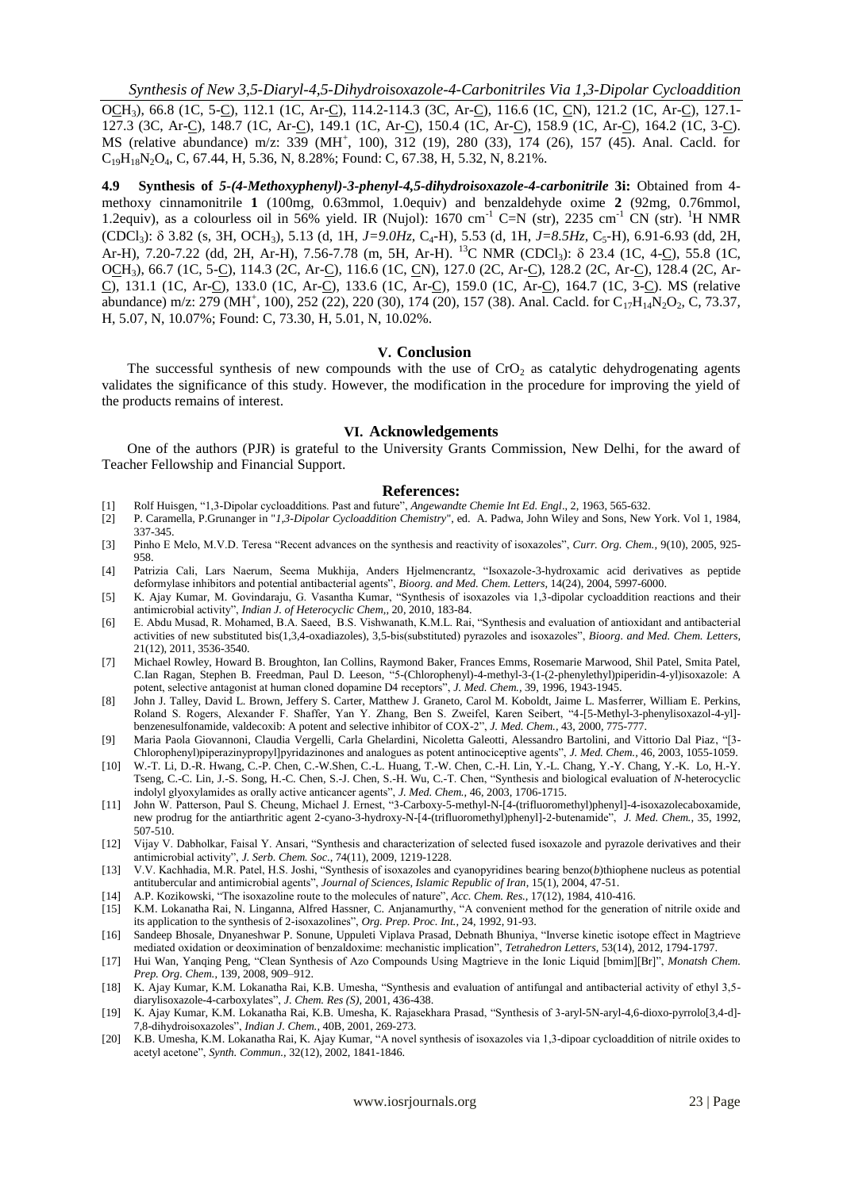OCH$_3$), 66.8 (1C, 5-C), 112.1 (1C, Ar-C), 114.2-114.3 (3C, Ar-C), 116.6 (1C, CN), 121.2 (1C, Ar-C), 127.1-127.3 (3C, Ar-C), 148.7 (1C, Ar-C), 149.1 (1C, Ar-C), 150.4 (1C, Ar-C), 158.9 (1C, Ar-C), 164.2 (1C, 3-C). MS (relative abundance) m/z: 339 (MH$^+$, 100), 312 (19), 280 (33), 174 (26), 157 (45). Anal. Cacld. for $C_{19}H_{18}N_2O_4$, C, 67.44, H, 5.36, N, 8.28%; Found: C, 67.38, H, 5.32, N, 8.21%.

**4.9 Synthesis of *5-(4-Methoxyphenyl)-3-phenyl-4,5-dihydroisoxazole-4-carbonitrile* 3i:** Obtained from 4-methoxy cinnamonitrile **1** (100mg, 0.63mmol, 1.0equiv) and benzaldehyde oxime **2** (92mg, 0.76mmol, 1.2equiv), as a colourless oil in 56% yield. IR (Nujol): 1670 cm$^{-1}$ C=N (str), 2235 cm$^{-1}$ CN (str). $^1$H NMR ($CDCl_3$): δ 3.82 (s, 3H, OCH$_3$), 5.13 (d, 1H, *J=9.0Hz*, C$_4$-H), 5.53 (d, 1H, *J=8.5Hz*, C$_5$-H), 6.91-6.93 (dd, 2H, Ar-H), 7.20-7.22 (dd, 2H, Ar-H), 7.56-7.78 (m, 5H, Ar-H). $^{13}$C NMR ($CDCl_3$): δ 23.4 (1C, 4-C), 55.8 (1C, OCH$_3$), 66.7 (1C, 5-C), 114.3 (2C, Ar-C), 116.6 (1C, CN), 127.0 (2C, Ar-C), 128.2 (2C, Ar-C), 128.4 (2C, Ar-C), 131.1 (1C, Ar-C), 133.0 (1C, Ar-C), 133.6 (1C, Ar-C), 159.0 (1C, Ar-C), 164.7 (1C, 3-C). MS (relative abundance) m/z: 279 (MH$^+$, 100), 252 (22), 220 (30), 174 (20), 157 (38). Anal. Cacld. for $C_{17}H_{14}N_2O_2$, C, 73.37, H, 5.07, N, 10.07%; Found: C, 73.30, H, 5.01, N, 10.02%.

## V. Conclusion

The successful synthesis of new compounds with the use of $CrO_2$ as catalytic dehydrogenating agents validates the significance of this study. However, the modification in the procedure for improving the yield of the products remains of interest.

## VI. Acknowledgements

One of the authors (PJR) is grateful to the University Grants Commission, New Delhi, for the award of Teacher Fellowship and Financial Support.

## References:

[1] Rolf Huisgen, "1,3-Dipolar cycloadditions. Past and future", *Angewandte Chemie Int Ed. Engl*., 2, 1963, 565-632.

[2] P. Caramella, P.Grunanger in "*1,3-Dipolar Cycloaddition Chemistry*", ed. A. Padwa, John Wiley and Sons, New York. Vol 1, 1984, 337-345.

[3] Pinho E Melo, M.V.D. Teresa "Recent advances on the synthesis and reactivity of isoxazoles", *Curr. Org. Chem.*, 9(10), 2005, 925-958.

[4] Patrizia Cali, Lars Naerum, Seema Mukhija, Anders Hjelmencrantz, "Isoxazole-3-hydroxamic acid derivatives as peptide deformylase inhibitors and potential antibacterial agents", *Bioorg. and Med. Chem. Letters*, 14(24), 2004, 5997-6000.

[5] K. Ajay Kumar, M. Govindaraju, G. Vasantha Kumar, "Synthesis of isoxazoles via 1,3-dipolar cycloaddition reactions and their antimicrobial activity", *Indian J. of Heterocyclic Chem,*, 20, 2010, 183-84.

[6] E. Abdu Musad, R. Mohamed, B.A. Saeed, B.S. Vishwanath, K.M.L. Rai, "Synthesis and evaluation of antioxidant and antibacterial activities of new substituted bis(1,3,4-oxadiazoles), 3,5-bis(substituted) pyrazoles and isoxazoles", *Bioorg. and Med. Chem. Letters,* 21(12), 2011, 3536-3540.

[7] Michael Rowley, Howard B. Broughton, Ian Collins, Raymond Baker, Frances Emms, Rosemarie Marwood, Shil Patel, Smita Patel, C.Ian Ragan, Stephen B. Freedman, Paul D. Leeson, "5-(Chlorophenyl)-4-methyl-3-(1-(2-phenylethyl)piperidin-4-yl)isoxazole: A potent, selective antagonist at human cloned dopamine D4 receptors", *J. Med. Chem.*, 39, 1996, 1943-1945.

[8] John J. Talley, David L. Brown, Jeffery S. Carter, Matthew J. Graneto, Carol M. Koboldt, Jaime L. Masferrer, William E. Perkins, Roland S. Rogers, Alexander F. Shaffer, Yan Y. Zhang, Ben S. Zweifel, Karen Seibert, "4-[5-Methyl-3-phenylisoxazol-4-yl]-benzenesulfonamide, valdecoxib: A potent and selective inhibitor of COX-2", *J. Med. Chem.*, 43, 2000, 775-777.

[9] Maria Paola Giovannoni, Claudia Vergelli, Carla Ghelardini, Nicoletta Galeotti, Alessandro Bartolini, and Vittorio Dal Piaz, "[3-Chlorophenyl)piperazinypropyl]pyridazinones and analogues as potent antinociceptive agents", *J. Med. Chem.*, 46, 2003, 1055-1059.

[10] W.-T. Li, D.-R. Hwang, C.-P. Chen, C.-W.Shen, C.-L. Huang, T.-W. Chen, C.-H. Lin, Y.-L. Chang, Y.-Y. Chang, Y.-K. Lo, H.-Y. Tseng, C.-C. Lin, J.-S. Song, H.-C. Chen, S.-J. Chen, S.-H. Wu, C.-T. Chen, "Synthesis and biological evaluation of *N*-heterocyclic indolyl glyoxylamides as orally active anticancer agents", *J. Med. Chem.*, 46, 2003, 1706-1715.

[11] John W. Patterson, Paul S. Cheung, Michael J. Ernest, "3-Carboxy-5-methyl-N-[4-(trifluoromethyl)phenyl]-4-isoxazolecaboxamide, new prodrug for the antiarthritic agent 2-cyano-3-hydroxy-N-[4-(trifluoromethyl)phenyl]-2-butenamide", *J. Med. Chem.*, 35, 1992, 507-510.

[12] Vijay V. Dabholkar, Faisal Y. Ansari, "Synthesis and characterization of selected fused isoxazole and pyrazole derivatives and their antimicrobial activity", *J. Serb. Chem. Soc*., 74(11), 2009, 1219-1228.

[13] V.V. Kachhadia, M.R. Patel, H.S. Joshi, "Synthesis of isoxazoles and cyanopyridines bearing benzo(*b*)thiophene nucleus as potential antitubercular and antimicrobial agents", *Journal of Sciences, Islamic Republic of Iran*, 15(1), 2004, 47-51.

[14] A.P. Kozikowski, "The isoxazoline route to the molecules of nature", *Acc. Chem. Res.*, 17(12), 1984, 410-416.

[15] K.M. Lokanatha Rai, N. Linganna, Alfred Hassner, C. Anjanamurthy, "A convenient method for the generation of nitrile oxide and its application to the synthesis of 2-isoxazolines", *Org. Prep. Proc. Int.*, 24, 1992, 91-93.

[16] Sandeep Bhosale, Dnyaneshwar P. Sonune, Uppuleti Viplava Prasad, Debnath Bhuniya, "Inverse kinetic isotope effect in Magtrieve mediated oxidation or deoximination of benzaldoxime: mechanistic implication", *Tetrahedron Letters,* 53(14), 2012, 1794-1797.

[17] Hui Wan, Yanqing Peng, "Clean Synthesis of Azo Compounds Using Magtrieve in the Ionic Liquid [bmim][Br]", *Monatsh Chem. Prep. Org. Chem.*, 139, 2008, 909–912.

[18] K. Ajay Kumar, K.M. Lokanatha Rai, K.B. Umesha, "Synthesis and evaluation of antifungal and antibacterial activity of ethyl 3,5-diarylisoxazole-4-carboxylates", *J. Chem. Res (S)*, 2001, 436-438.

[19] K. Ajay Kumar, K.M. Lokanatha Rai, K.B. Umesha, K. Rajasekhara Prasad, "Synthesis of 3-aryl-5N-aryl-4,6-dioxo-pyrrolo[3,4-d]-7,8-dihydroisoxazoles", *Indian J. Chem.*, 40B, 2001, 269-273.

[20] K.B. Umesha, K.M. Lokanatha Rai, K. Ajay Kumar, "A novel synthesis of isoxazoles via 1,3-dipoar cycloaddition of nitrile oxides to acetyl acetone", *Synth. Commun.*, 32(12), 2002, 1841-1846.